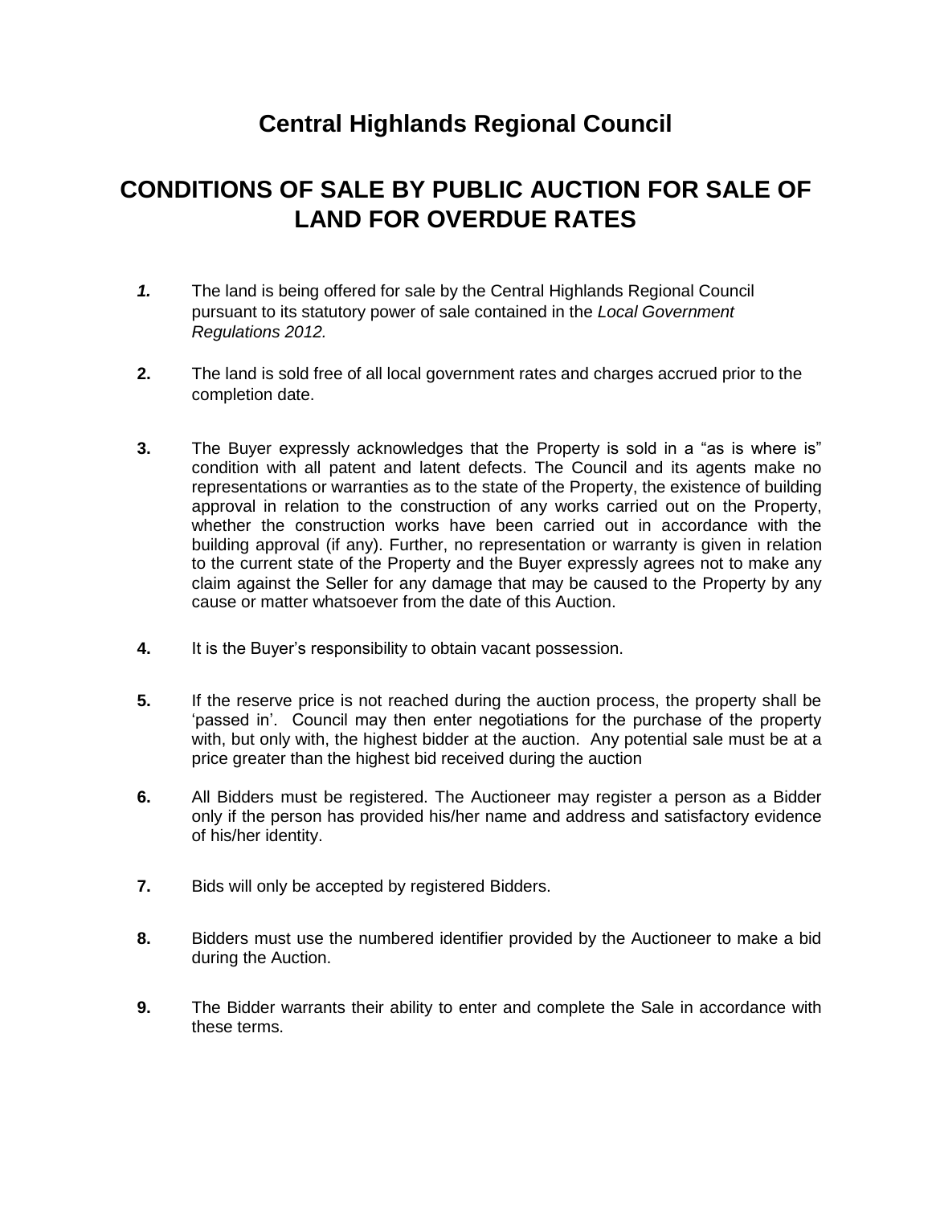# Central Highlands Regional Council

## CONDITIONS OF SALE BY PUBLIC AUCTION FOR SALE OF LAND FOR OVERDUE RATES

***1.*** The land is being offered for sale by the Central Highlands Regional Council pursuant to its statutory power of sale contained in the *Local Government Regulations 2012.*

**2.** The land is sold free of all local government rates and charges accrued prior to the completion date.

**3.** The Buyer expressly acknowledges that the Property is sold in a "as is where is" condition with all patent and latent defects. The Council and its agents make no representations or warranties as to the state of the Property, the existence of building approval in relation to the construction of any works carried out on the Property, whether the construction works have been carried out in accordance with the building approval (if any). Further, no representation or warranty is given in relation to the current state of the Property and the Buyer expressly agrees not to make any claim against the Seller for any damage that may be caused to the Property by any cause or matter whatsoever from the date of this Auction.

**4.** It is the Buyer's responsibility to obtain vacant possession.

**5.** If the reserve price is not reached during the auction process, the property shall be 'passed in'. Council may then enter negotiations for the purchase of the property with, but only with, the highest bidder at the auction. Any potential sale must be at a price greater than the highest bid received during the auction

**6.** All Bidders must be registered. The Auctioneer may register a person as a Bidder only if the person has provided his/her name and address and satisfactory evidence of his/her identity.

**7.** Bids will only be accepted by registered Bidders.

**8.** Bidders must use the numbered identifier provided by the Auctioneer to make a bid during the Auction.

**9.** The Bidder warrants their ability to enter and complete the Sale in accordance with these terms.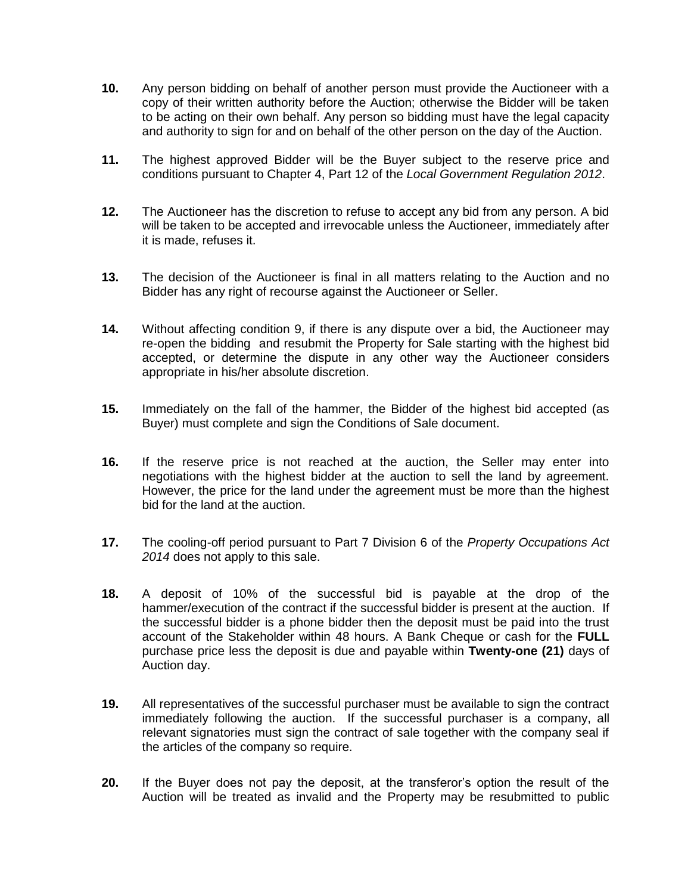10. Any person bidding on behalf of another person must provide the Auctioneer with a copy of their written authority before the Auction; otherwise the Bidder will be taken to be acting on their own behalf. Any person so bidding must have the legal capacity and authority to sign for and on behalf of the other person on the day of the Auction.

11. The highest approved Bidder will be the Buyer subject to the reserve price and conditions pursuant to Chapter 4, Part 12 of the *Local Government Regulation 2012*.

12. The Auctioneer has the discretion to refuse to accept any bid from any person. A bid will be taken to be accepted and irrevocable unless the Auctioneer, immediately after it is made, refuses it.

13. The decision of the Auctioneer is final in all matters relating to the Auction and no Bidder has any right of recourse against the Auctioneer or Seller.

14. Without affecting condition 9, if there is any dispute over a bid, the Auctioneer may re-open the bidding and resubmit the Property for Sale starting with the highest bid accepted, or determine the dispute in any other way the Auctioneer considers appropriate in his/her absolute discretion.

15. Immediately on the fall of the hammer, the Bidder of the highest bid accepted (as Buyer) must complete and sign the Conditions of Sale document.

16. If the reserve price is not reached at the auction, the Seller may enter into negotiations with the highest bidder at the auction to sell the land by agreement. However, the price for the land under the agreement must be more than the highest bid for the land at the auction.

17. The cooling-off period pursuant to Part 7 Division 6 of the *Property Occupations Act 2014* does not apply to this sale.

18. A deposit of 10% of the successful bid is payable at the drop of the hammer/execution of the contract if the successful bidder is present at the auction. If the successful bidder is a phone bidder then the deposit must be paid into the trust account of the Stakeholder within 48 hours. A Bank Cheque or cash for the **FULL** purchase price less the deposit is due and payable within **Twenty-one (21)** days of Auction day.

19. All representatives of the successful purchaser must be available to sign the contract immediately following the auction. If the successful purchaser is a company, all relevant signatories must sign the contract of sale together with the company seal if the articles of the company so require.

20. If the Buyer does not pay the deposit, at the transferor's option the result of the Auction will be treated as invalid and the Property may be resubmitted to public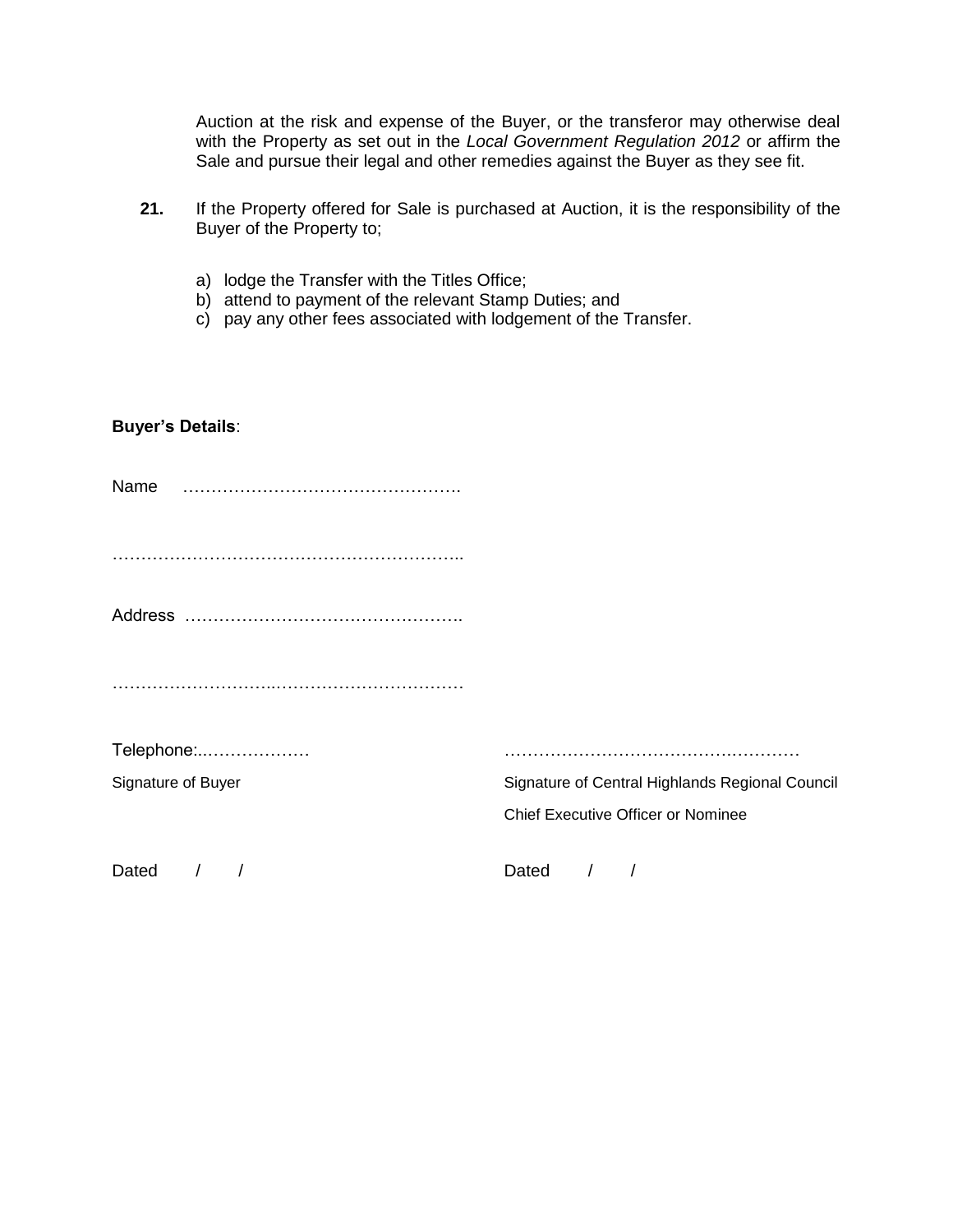Auction at the risk and expense of the Buyer, or the transferor may otherwise deal with the Property as set out in the *Local Government Regulation 2012* or affirm the Sale and pursue their legal and other remedies against the Buyer as they see fit.

**21.** If the Property offered for Sale is purchased at Auction, it is the responsibility of the Buyer of the Property to;

a) lodge the Transfer with the Titles Office;
b) attend to payment of the relevant Stamp Duties; and
c) pay any other fees associated with lodgement of the Transfer.

**Buyer's Details**:

Name ………………………………………….

……………………………………………………..

Address ………………………………………….

………………………..……………………………

Telephone:..………………

Signature of Buyer

Dated / /

……………………………………………

Signature of Central Highlands Regional Council Chief Executive Officer or Nominee

Dated / /